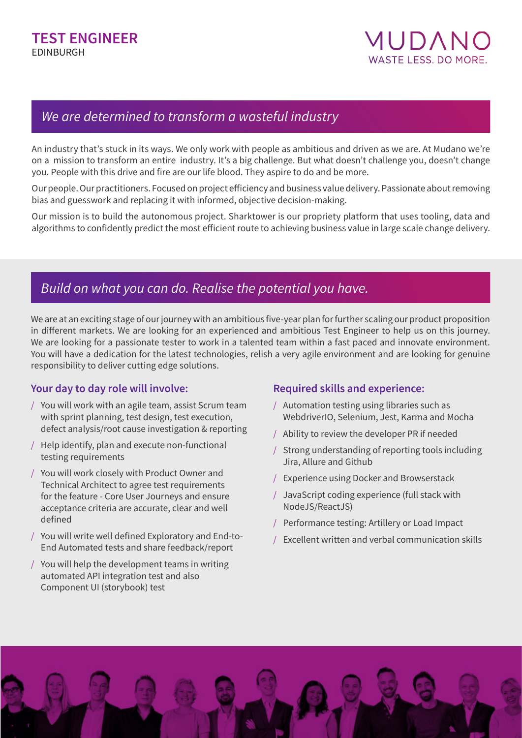# TEST ENGINEER

EDINBURGH

MUDANO
WASTE LESS. DO MORE.

## *We are determined to transform a wasteful industry*

An industry that's stuck in its ways. We only work with people as ambitious and driven as we are. At Mudano we're on a mission to transform an entire industry. It's a big challenge. But what doesn't challenge you, doesn't change you. People with this drive and fire are our life blood. They aspire to do and be more.

Our people. Our practitioners. Focused on project efficiency and business value delivery. Passionate about removing bias and guesswork and replacing it with informed, objective decision-making.

Our mission is to build the autonomous project. Sharktower is our propriety platform that uses tooling, data and algorithms to confidently predict the most efficient route to achieving business value in large scale change delivery.

## *Build on what you can do. Realise the potential you have.*

We are at an exciting stage of our journey with an ambitious five-year plan for further scaling our product proposition in different markets. We are looking for an experienced and ambitious Test Engineer to help us on this journey. We are looking for a passionate tester to work in a talented team within a fast paced and innovate environment. You will have a dedication for the latest technologies, relish a very agile environment and are looking for genuine responsibility to deliver cutting edge solutions.

### Your day to day role will involve:

- You will work with an agile team, assist Scrum team with sprint planning, test design, test execution, defect analysis/root cause investigation & reporting
- Help identify, plan and execute non-functional testing requirements
- You will work closely with Product Owner and Technical Architect to agree test requirements for the feature - Core User Journeys and ensure acceptance criteria are accurate, clear and well defined
- You will write well defined Exploratory and End-to-End Automated tests and share feedback/report
- You will help the development teams in writing automated API integration test and also Component UI (storybook) test

### Required skills and experience:

- Automation testing using libraries such as WebdriverIO, Selenium, Jest, Karma and Mocha
- Ability to review the developer PR if needed
- Strong understanding of reporting tools including Jira, Allure and Github
- Experience using Docker and Browserstack
- JavaScript coding experience (full stack with NodeJS/ReactJS)
- Performance testing: Artillery or Load Impact
- Excellent written and verbal communication skills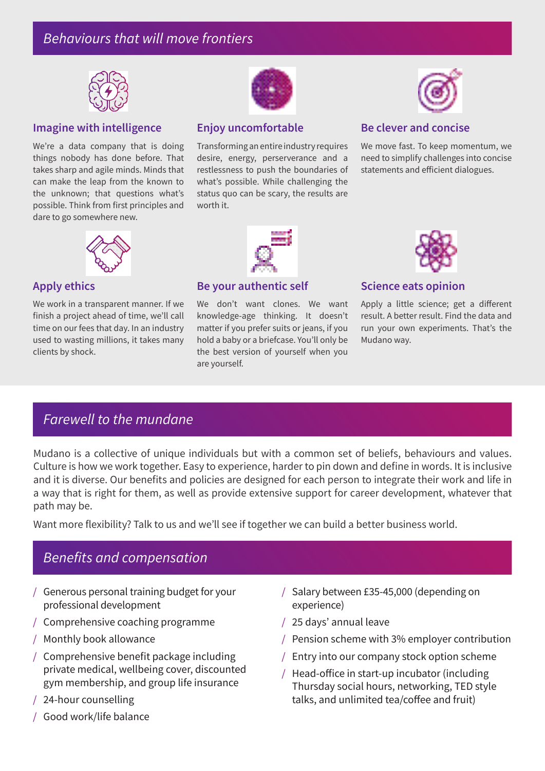## *Behaviours that will move frontiers*

### Imagine with intelligence

We're a data company that is doing things nobody has done before. That takes sharp and agile minds. Minds that can make the leap from the known to the unknown; that questions what's possible. Think from first principles and dare to go somewhere new.

### Enjoy uncomfortable

Transforming an entire industry requires desire, energy, perserverance and a restlessness to push the boundaries of what's possible. While challenging the status quo can be scary, the results are worth it.

### Be clever and concise

We move fast. To keep momentum, we need to simplify challenges into concise statements and efficient dialogues.

### Apply ethics

We work in a transparent manner. If we finish a project ahead of time, we'll call time on our fees that day. In an industry used to wasting millions, it takes many clients by shock.

### Be your authentic self

We don't want clones. We want knowledge-age thinking. It doesn't matter if you prefer suits or jeans, if you hold a baby or a briefcase. You'll only be the best version of yourself when you are yourself.

### Science eats opinion

Apply a little science; get a different result. A better result. Find the data and run your own experiments. That's the Mudano way.

## *Farewell to the mundane*

Mudano is a collective of unique individuals but with a common set of beliefs, behaviours and values. Culture is how we work together. Easy to experience, harder to pin down and define in words. It is inclusive and it is diverse. Our benefits and policies are designed for each person to integrate their work and life in a way that is right for them, as well as provide extensive support for career development, whatever that path may be.

Want more flexibility? Talk to us and we'll see if together we can build a better business world.

## *Benefits and compensation*

- Generous personal training budget for your professional development
- Comprehensive coaching programme
- Monthly book allowance
- Comprehensive benefit package including private medical, wellbeing cover, discounted gym membership, and group life insurance
- 24-hour counselling
- Good work/life balance
- Salary between £35-45,000 (depending on experience)
- 25 days' annual leave
- Pension scheme with 3% employer contribution
- Entry into our company stock option scheme
- Head-office in start-up incubator (including Thursday social hours, networking, TED style talks, and unlimited tea/coffee and fruit)